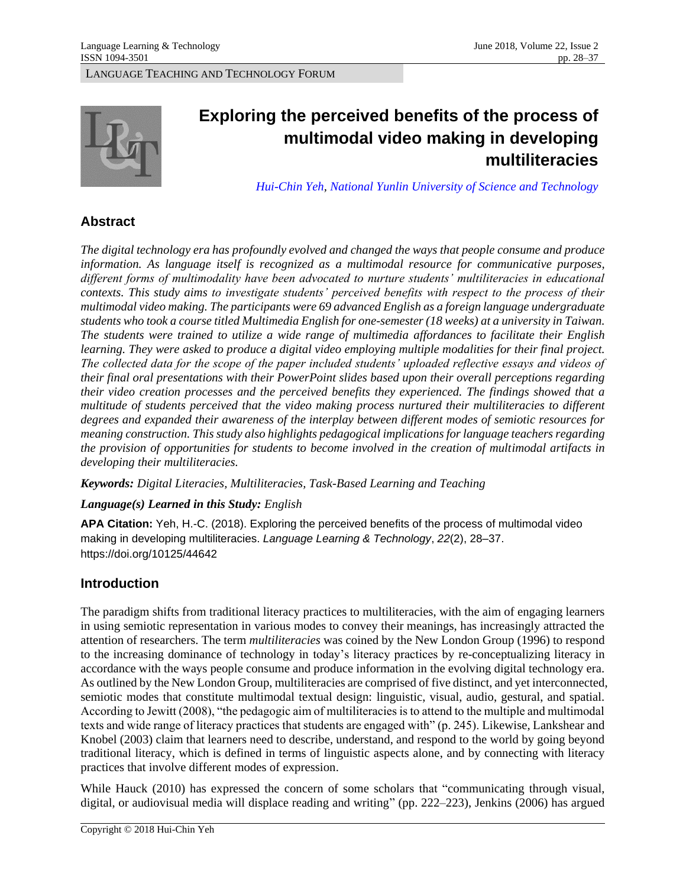LANGUAGE TEACHING AND TECHNOLOGY FORUM

# Exploring the perceived benefits of the process of multimodal video making in developing multiliteracies

*Hui-Chin Yeh, National Yunlin University of Science and Technology*

## Abstract

*The digital technology era has profoundly evolved and changed the ways that people consume and produce information. As language itself is recognized as a multimodal resource for communicative purposes, different forms of multimodality have been advocated to nurture students' multiliteracies in educational contexts. This study aims to investigate students' perceived benefits with respect to the process of their multimodal video making. The participants were 69 advanced English as a foreign language undergraduate students who took a course titled Multimedia English for one-semester (18 weeks) at a university in Taiwan. The students were trained to utilize a wide range of multimedia affordances to facilitate their English learning. They were asked to produce a digital video employing multiple modalities for their final project. The collected data for the scope of the paper included students' uploaded reflective essays and videos of their final oral presentations with their PowerPoint slides based upon their overall perceptions regarding their video creation processes and the perceived benefits they experienced. The findings showed that a multitude of students perceived that the video making process nurtured their multiliteracies to different degrees and expanded their awareness of the interplay between different modes of semiotic resources for meaning construction. This study also highlights pedagogical implications for language teachers regarding the provision of opportunities for students to become involved in the creation of multimodal artifacts in developing their multiliteracies.*

***Keywords:*** *Digital Literacies, Multiliteracies, Task-Based Learning and Teaching*

***Language(s) Learned in this Study:*** *English*

**APA Citation:** Yeh, H.-C. (2018). Exploring the perceived benefits of the process of multimodal video making in developing multiliteracies. *Language Learning & Technology*, *22*(2), 28–37. https://doi.org/10125/44642

## Introduction

The paradigm shifts from traditional literacy practices to multiliteracies, with the aim of engaging learners in using semiotic representation in various modes to convey their meanings, has increasingly attracted the attention of researchers. The term *multiliteracies* was coined by the New London Group (1996) to respond to the increasing dominance of technology in today's literacy practices by re-conceptualizing literacy in accordance with the ways people consume and produce information in the evolving digital technology era. As outlined by the New London Group, multiliteracies are comprised of five distinct, and yet interconnected, semiotic modes that constitute multimodal textual design: linguistic, visual, audio, gestural, and spatial. According to Jewitt (2008), "the pedagogic aim of multiliteracies is to attend to the multiple and multimodal texts and wide range of literacy practices that students are engaged with" (p. 245). Likewise, Lankshear and Knobel (2003) claim that learners need to describe, understand, and respond to the world by going beyond traditional literacy, which is defined in terms of linguistic aspects alone, and by connecting with literacy practices that involve different modes of expression.

While Hauck (2010) has expressed the concern of some scholars that "communicating through visual, digital, or audiovisual media will displace reading and writing" (pp. 222–223), Jenkins (2006) has argued

Copyright © 2018 Hui-Chin Yeh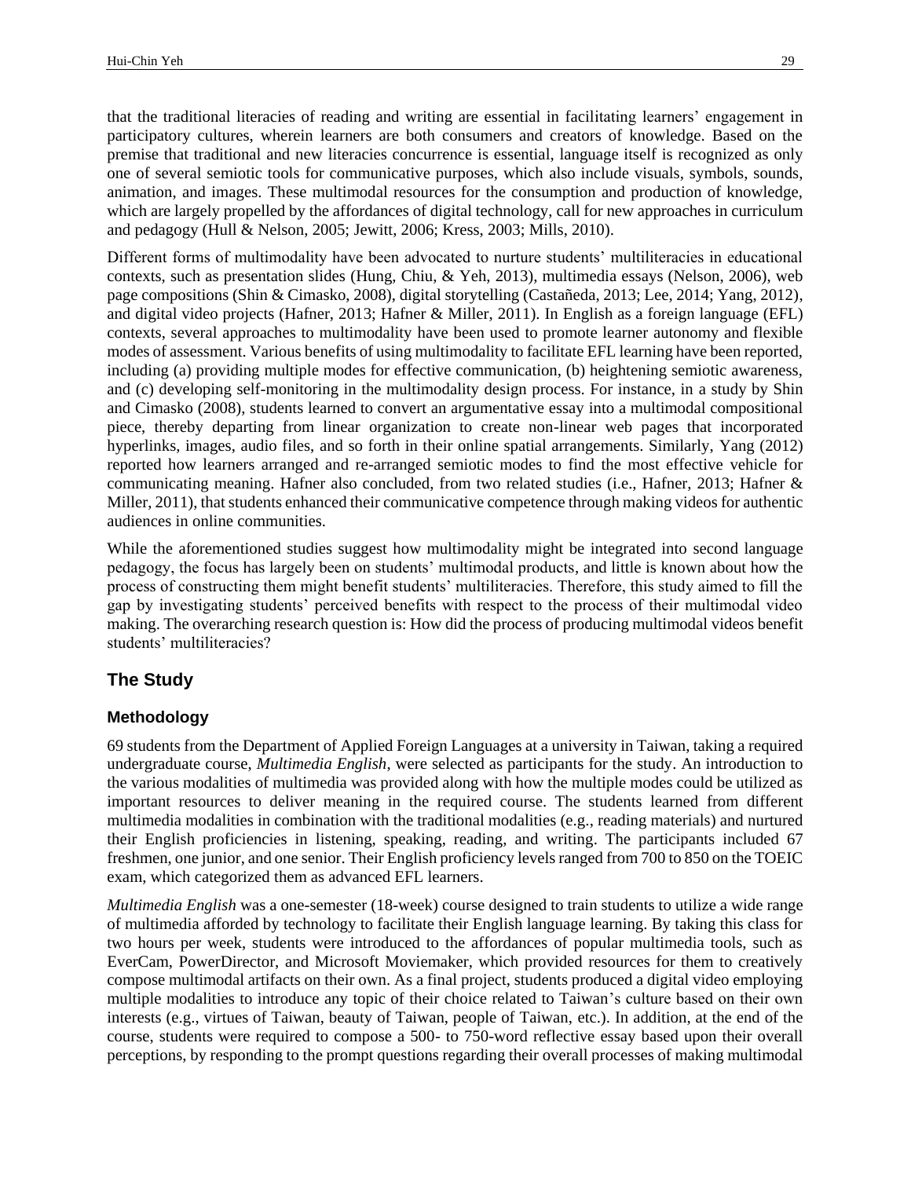that the traditional literacies of reading and writing are essential in facilitating learners' engagement in participatory cultures, wherein learners are both consumers and creators of knowledge. Based on the premise that traditional and new literacies concurrence is essential, language itself is recognized as only one of several semiotic tools for communicative purposes, which also include visuals, symbols, sounds, animation, and images. These multimodal resources for the consumption and production of knowledge, which are largely propelled by the affordances of digital technology, call for new approaches in curriculum and pedagogy (Hull & Nelson, 2005; Jewitt, 2006; Kress, 2003; Mills, 2010).

Different forms of multimodality have been advocated to nurture students' multiliteracies in educational contexts, such as presentation slides (Hung, Chiu, & Yeh, 2013), multimedia essays (Nelson, 2006), web page compositions (Shin & Cimasko, 2008), digital storytelling (Castañeda, 2013; Lee, 2014; Yang, 2012), and digital video projects (Hafner, 2013; Hafner & Miller, 2011). In English as a foreign language (EFL) contexts, several approaches to multimodality have been used to promote learner autonomy and flexible modes of assessment. Various benefits of using multimodality to facilitate EFL learning have been reported, including (a) providing multiple modes for effective communication, (b) heightening semiotic awareness, and (c) developing self-monitoring in the multimodality design process. For instance, in a study by Shin and Cimasko (2008), students learned to convert an argumentative essay into a multimodal compositional piece, thereby departing from linear organization to create non-linear web pages that incorporated hyperlinks, images, audio files, and so forth in their online spatial arrangements. Similarly, Yang (2012) reported how learners arranged and re-arranged semiotic modes to find the most effective vehicle for communicating meaning. Hafner also concluded, from two related studies (i.e., Hafner, 2013; Hafner & Miller, 2011), that students enhanced their communicative competence through making videos for authentic audiences in online communities.

While the aforementioned studies suggest how multimodality might be integrated into second language pedagogy, the focus has largely been on students' multimodal products, and little is known about how the process of constructing them might benefit students' multiliteracies. Therefore, this study aimed to fill the gap by investigating students' perceived benefits with respect to the process of their multimodal video making. The overarching research question is: How did the process of producing multimodal videos benefit students' multiliteracies?

## The Study

### Methodology

69 students from the Department of Applied Foreign Languages at a university in Taiwan, taking a required undergraduate course, *Multimedia English*, were selected as participants for the study. An introduction to the various modalities of multimedia was provided along with how the multiple modes could be utilized as important resources to deliver meaning in the required course. The students learned from different multimedia modalities in combination with the traditional modalities (e.g., reading materials) and nurtured their English proficiencies in listening, speaking, reading, and writing. The participants included 67 freshmen, one junior, and one senior. Their English proficiency levels ranged from 700 to 850 on the TOEIC exam, which categorized them as advanced EFL learners.

*Multimedia English* was a one-semester (18-week) course designed to train students to utilize a wide range of multimedia afforded by technology to facilitate their English language learning. By taking this class for two hours per week, students were introduced to the affordances of popular multimedia tools, such as EverCam, PowerDirector, and Microsoft Moviemaker, which provided resources for them to creatively compose multimodal artifacts on their own. As a final project, students produced a digital video employing multiple modalities to introduce any topic of their choice related to Taiwan's culture based on their own interests (e.g., virtues of Taiwan, beauty of Taiwan, people of Taiwan, etc.). In addition, at the end of the course, students were required to compose a 500- to 750-word reflective essay based upon their overall perceptions, by responding to the prompt questions regarding their overall processes of making multimodal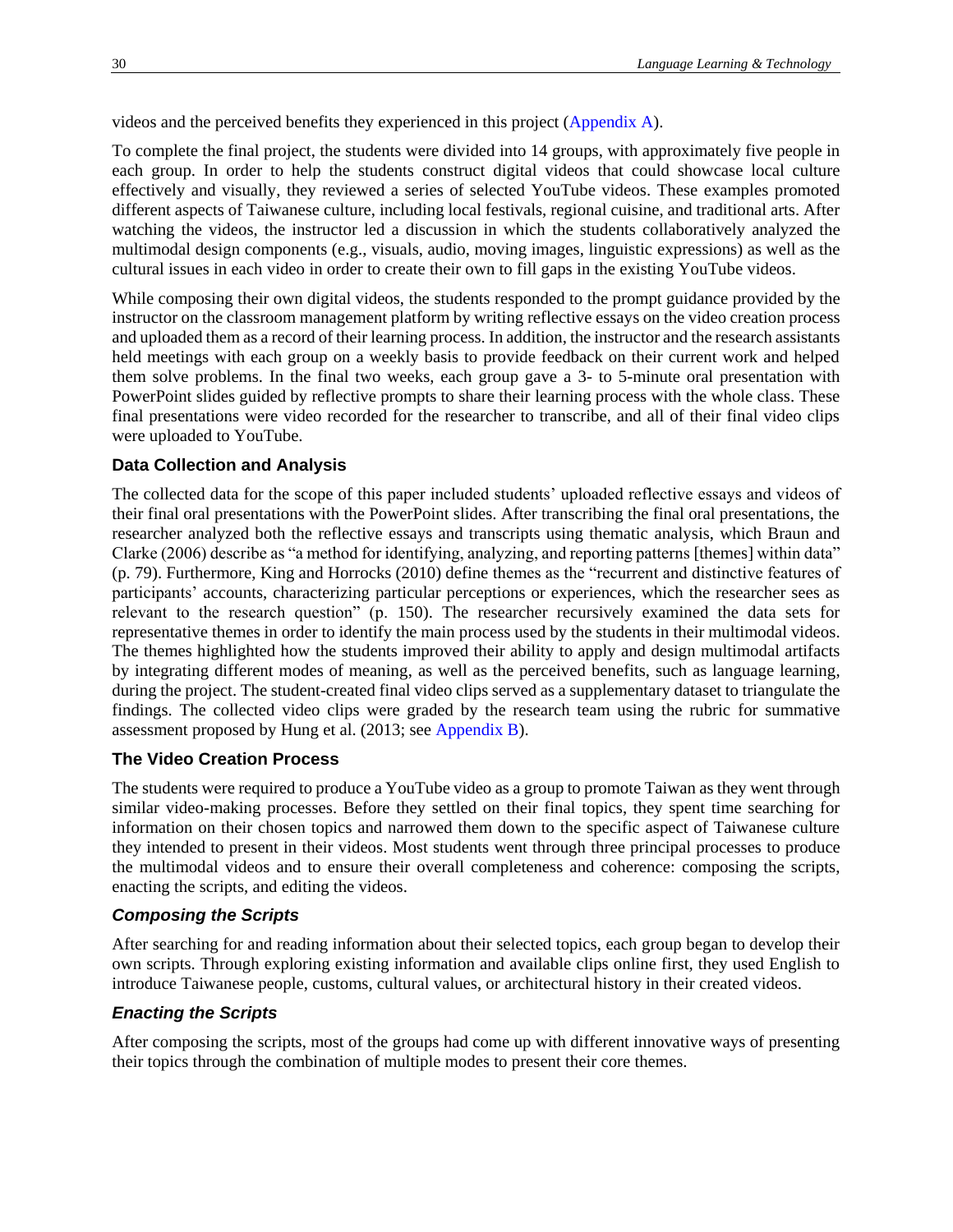videos and the perceived benefits they experienced in this project (Appendix A).

To complete the final project, the students were divided into 14 groups, with approximately five people in each group. In order to help the students construct digital videos that could showcase local culture effectively and visually, they reviewed a series of selected YouTube videos. These examples promoted different aspects of Taiwanese culture, including local festivals, regional cuisine, and traditional arts. After watching the videos, the instructor led a discussion in which the students collaboratively analyzed the multimodal design components (e.g., visuals, audio, moving images, linguistic expressions) as well as the cultural issues in each video in order to create their own to fill gaps in the existing YouTube videos.

While composing their own digital videos, the students responded to the prompt guidance provided by the instructor on the classroom management platform by writing reflective essays on the video creation process and uploaded them as a record of their learning process. In addition, the instructor and the research assistants held meetings with each group on a weekly basis to provide feedback on their current work and helped them solve problems. In the final two weeks, each group gave a 3- to 5-minute oral presentation with PowerPoint slides guided by reflective prompts to share their learning process with the whole class. These final presentations were video recorded for the researcher to transcribe, and all of their final video clips were uploaded to YouTube.

### Data Collection and Analysis

The collected data for the scope of this paper included students' uploaded reflective essays and videos of their final oral presentations with the PowerPoint slides. After transcribing the final oral presentations, the researcher analyzed both the reflective essays and transcripts using thematic analysis, which Braun and Clarke (2006) describe as "a method for identifying, analyzing, and reporting patterns [themes] within data" (p. 79). Furthermore, King and Horrocks (2010) define themes as the "recurrent and distinctive features of participants' accounts, characterizing particular perceptions or experiences, which the researcher sees as relevant to the research question" (p. 150). The researcher recursively examined the data sets for representative themes in order to identify the main process used by the students in their multimodal videos. The themes highlighted how the students improved their ability to apply and design multimodal artifacts by integrating different modes of meaning, as well as the perceived benefits, such as language learning, during the project. The student-created final video clips served as a supplementary dataset to triangulate the findings. The collected video clips were graded by the research team using the rubric for summative assessment proposed by Hung et al. (2013; see Appendix B).

### The Video Creation Process

The students were required to produce a YouTube video as a group to promote Taiwan as they went through similar video-making processes. Before they settled on their final topics, they spent time searching for information on their chosen topics and narrowed them down to the specific aspect of Taiwanese culture they intended to present in their videos. Most students went through three principal processes to produce the multimodal videos and to ensure their overall completeness and coherence: composing the scripts, enacting the scripts, and editing the videos.

#### *Composing the Scripts*

After searching for and reading information about their selected topics, each group began to develop their own scripts. Through exploring existing information and available clips online first, they used English to introduce Taiwanese people, customs, cultural values, or architectural history in their created videos.

#### *Enacting the Scripts*

After composing the scripts, most of the groups had come up with different innovative ways of presenting their topics through the combination of multiple modes to present their core themes.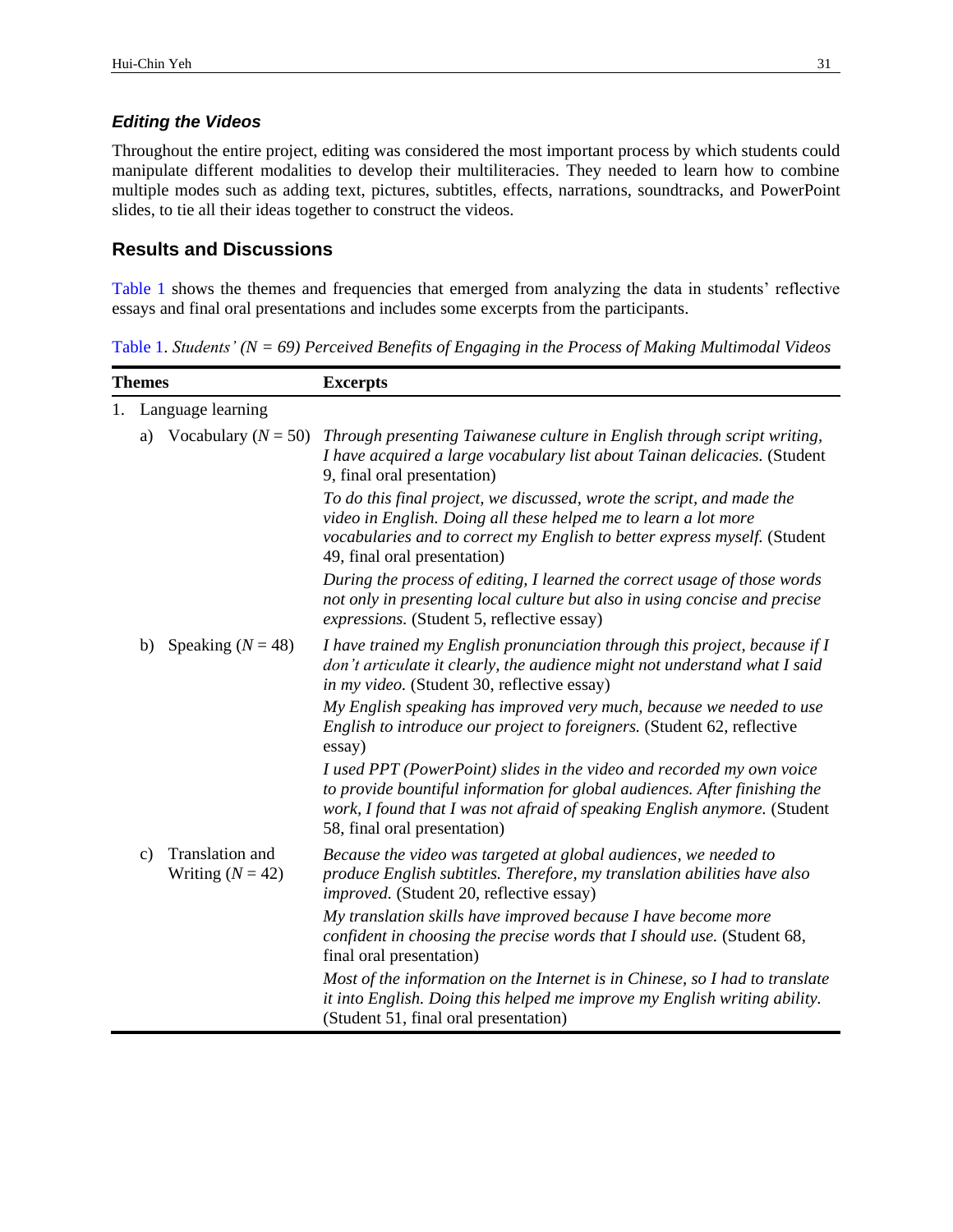### *Editing the Videos*

Throughout the entire project, editing was considered the most important process by which students could manipulate different modalities to develop their multiliteracies. They needed to learn how to combine multiple modes such as adding text, pictures, subtitles, effects, narrations, soundtracks, and PowerPoint slides, to tie all their ideas together to construct the videos.

## Results and Discussions

Table 1 shows the themes and frequencies that emerged from analyzing the data in students' reflective essays and final oral presentations and includes some excerpts from the participants.

Table 1. *Students' ($N$ = 69) Perceived Benefits of Engaging in the Process of Making Multimodal Videos*

| Themes | Excerpts |
|---|---|
| 1. Language learning | |
| a) Vocabulary ($N$ = 50) | *Through presenting Taiwanese culture in English through script writing, I have acquired a large vocabulary list about Tainan delicacies.* (Student 9, final oral presentation) |
| | *To do this final project, we discussed, wrote the script, and made the video in English. Doing all these helped me to learn a lot more vocabularies and to correct my English to better express myself.* (Student 49, final oral presentation) |
| | *During the process of editing, I learned the correct usage of those words not only in presenting local culture but also in using concise and precise expressions.* (Student 5, reflective essay) |
| b) Speaking ($N$ = 48) | *I have trained my English pronunciation through this project, because if I don't articulate it clearly, the audience might not understand what I said in my video.* (Student 30, reflective essay) |
| | *My English speaking has improved very much, because we needed to use English to introduce our project to foreigners.* (Student 62, reflective essay) |
| | *I used PPT (PowerPoint) slides in the video and recorded my own voice to provide bountiful information for global audiences. After finishing the work, I found that I was not afraid of speaking English anymore.* (Student 58, final oral presentation) |
| c) Translation and Writing ($N$ = 42) | *Because the video was targeted at global audiences, we needed to produce English subtitles. Therefore, my translation abilities have also improved.* (Student 20, reflective essay) |
| | *My translation skills have improved because I have become more confident in choosing the precise words that I should use.* (Student 68, final oral presentation) |
| | *Most of the information on the Internet is in Chinese, so I had to translate it into English. Doing this helped me improve my English writing ability.* (Student 51, final oral presentation) |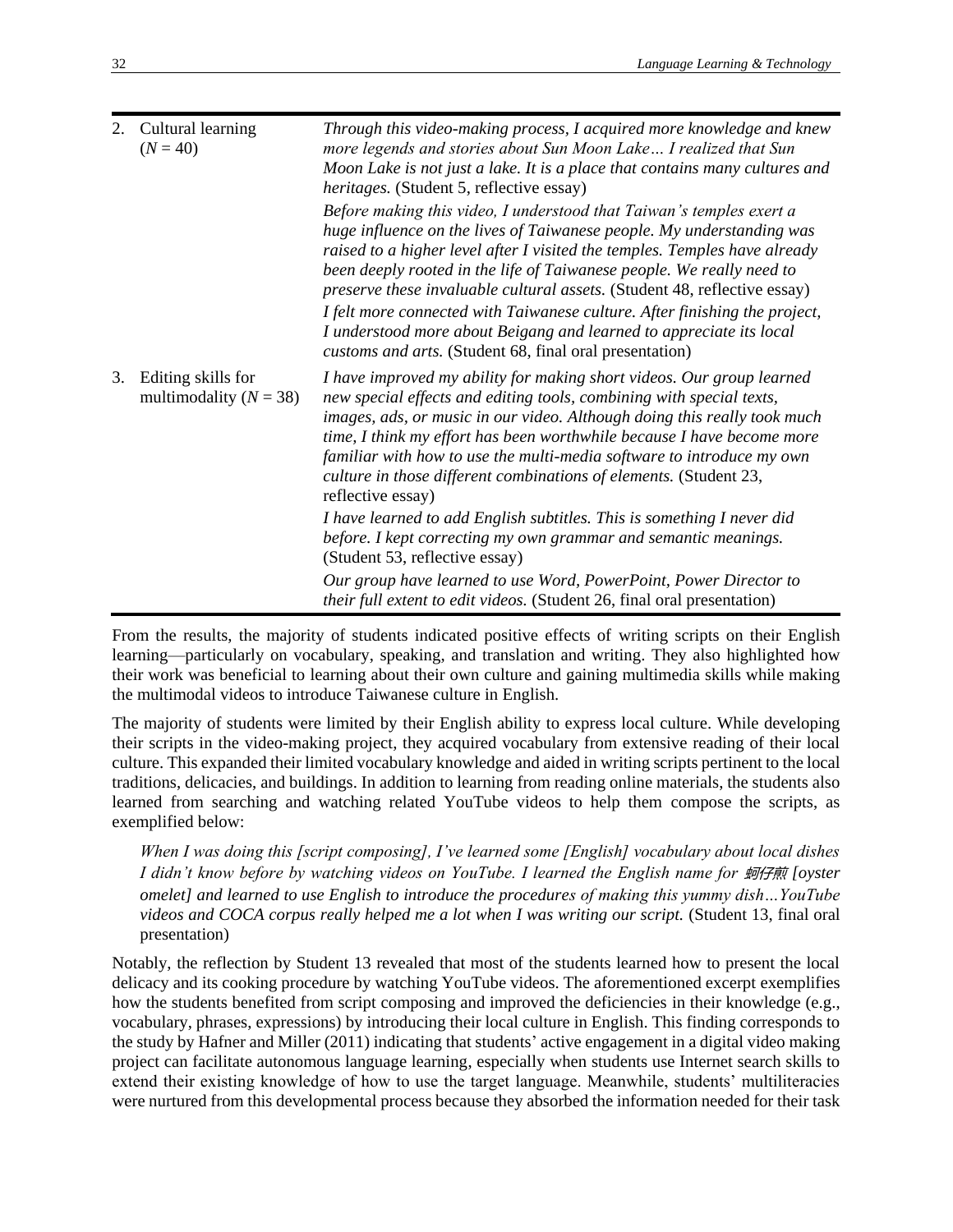| | |
|---|---|
| 2. Cultural learning ($N = 40$) | *Through this video-making process, I acquired more knowledge and knew more legends and stories about Sun Moon Lake… I realized that Sun Moon Lake is not just a lake. It is a place that contains many cultures and heritages.* (Student 5, reflective essay)<br>*Before making this video, I understood that Taiwan's temples exert a huge influence on the lives of Taiwanese people. My understanding was raised to a higher level after I visited the temples. Temples have already been deeply rooted in the life of Taiwanese people. We really need to preserve these invaluable cultural assets.* (Student 48, reflective essay)<br>*I felt more connected with Taiwanese culture. After finishing the project, I understood more about Beigang and learned to appreciate its local customs and arts.* (Student 68, final oral presentation) |
| 3. Editing skills for multimodality ($N = 38$) | *I have improved my ability for making short videos. Our group learned new special effects and editing tools, combining with special texts, images, ads, or music in our video. Although doing this really took much time, I think my effort has been worthwhile because I have become more familiar with how to use the multi-media software to introduce my own culture in those different combinations of elements.* (Student 23, reflective essay)<br>*I have learned to add English subtitles. This is something I never did before. I kept correcting my own grammar and semantic meanings.* (Student 53, reflective essay)<br>*Our group have learned to use Word, PowerPoint, Power Director to their full extent to edit videos.* (Student 26, final oral presentation) |

From the results, the majority of students indicated positive effects of writing scripts on their English learning—particularly on vocabulary, speaking, and translation and writing. They also highlighted how their work was beneficial to learning about their own culture and gaining multimedia skills while making the multimodal videos to introduce Taiwanese culture in English.

The majority of students were limited by their English ability to express local culture. While developing their scripts in the video-making project, they acquired vocabulary from extensive reading of their local culture. This expanded their limited vocabulary knowledge and aided in writing scripts pertinent to the local traditions, delicacies, and buildings. In addition to learning from reading online materials, the students also learned from searching and watching related YouTube videos to help them compose the scripts, as exemplified below:

> *When I was doing this [script composing], I've learned some [English] vocabulary about local dishes I didn't know before by watching videos on YouTube. I learned the English name for 蚵仔煎 [oyster omelet] and learned to use English to introduce the procedures of making this yummy dish…YouTube videos and COCA corpus really helped me a lot when I was writing our script.* (Student 13, final oral presentation)

Notably, the reflection by Student 13 revealed that most of the students learned how to present the local delicacy and its cooking procedure by watching YouTube videos. The aforementioned excerpt exemplifies how the students benefited from script composing and improved the deficiencies in their knowledge (e.g., vocabulary, phrases, expressions) by introducing their local culture in English. This finding corresponds to the study by Hafner and Miller (2011) indicating that students' active engagement in a digital video making project can facilitate autonomous language learning, especially when students use Internet search skills to extend their existing knowledge of how to use the target language. Meanwhile, students' multiliteracies were nurtured from this developmental process because they absorbed the information needed for their task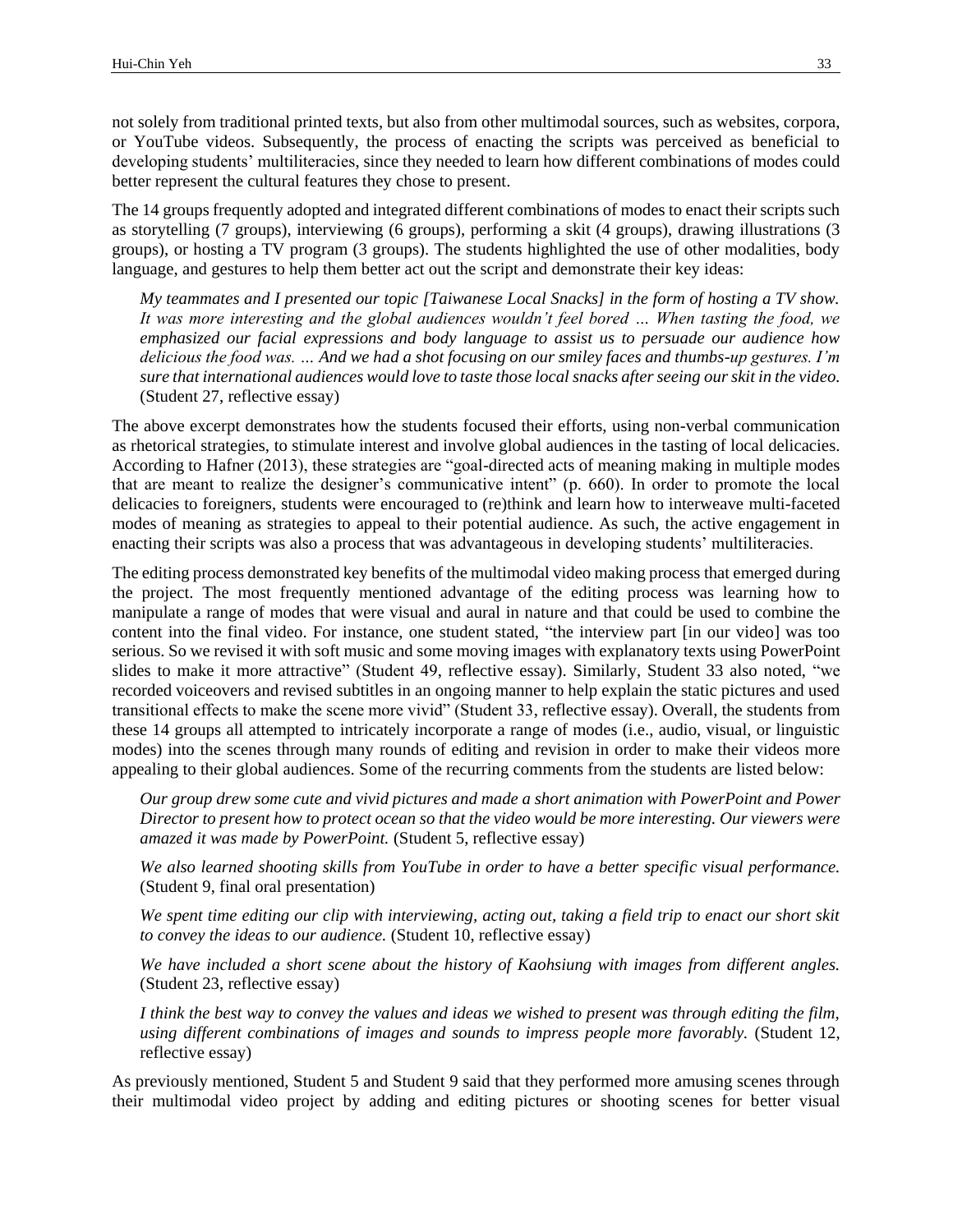not solely from traditional printed texts, but also from other multimodal sources, such as websites, corpora, or YouTube videos. Subsequently, the process of enacting the scripts was perceived as beneficial to developing students' multiliteracies, since they needed to learn how different combinations of modes could better represent the cultural features they chose to present.

The 14 groups frequently adopted and integrated different combinations of modes to enact their scripts such as storytelling (7 groups), interviewing (6 groups), performing a skit (4 groups), drawing illustrations (3 groups), or hosting a TV program (3 groups). The students highlighted the use of other modalities, body language, and gestures to help them better act out the script and demonstrate their key ideas:

> *My teammates and I presented our topic [Taiwanese Local Snacks] in the form of hosting a TV show. It was more interesting and the global audiences wouldn't feel bored … When tasting the food, we emphasized our facial expressions and body language to assist us to persuade our audience how delicious the food was. … And we had a shot focusing on our smiley faces and thumbs-up gestures. I'm sure that international audiences would love to taste those local snacks after seeing our skit in the video.* (Student 27, reflective essay)

The above excerpt demonstrates how the students focused their efforts, using non-verbal communication as rhetorical strategies, to stimulate interest and involve global audiences in the tasting of local delicacies. According to Hafner (2013), these strategies are "goal-directed acts of meaning making in multiple modes that are meant to realize the designer's communicative intent" (p. 660). In order to promote the local delicacies to foreigners, students were encouraged to (re)think and learn how to interweave multi-faceted modes of meaning as strategies to appeal to their potential audience. As such, the active engagement in enacting their scripts was also a process that was advantageous in developing students' multiliteracies.

The editing process demonstrated key benefits of the multimodal video making process that emerged during the project. The most frequently mentioned advantage of the editing process was learning how to manipulate a range of modes that were visual and aural in nature and that could be used to combine the content into the final video. For instance, one student stated, "the interview part [in our video] was too serious. So we revised it with soft music and some moving images with explanatory texts using PowerPoint slides to make it more attractive" (Student 49, reflective essay). Similarly, Student 33 also noted, "we recorded voiceovers and revised subtitles in an ongoing manner to help explain the static pictures and used transitional effects to make the scene more vivid" (Student 33, reflective essay). Overall, the students from these 14 groups all attempted to intricately incorporate a range of modes (i.e., audio, visual, or linguistic modes) into the scenes through many rounds of editing and revision in order to make their videos more appealing to their global audiences. Some of the recurring comments from the students are listed below:

> *Our group drew some cute and vivid pictures and made a short animation with PowerPoint and Power Director to present how to protect ocean so that the video would be more interesting. Our viewers were amazed it was made by PowerPoint.* (Student 5, reflective essay)

> *We also learned shooting skills from YouTube in order to have a better specific visual performance.* (Student 9, final oral presentation)

> *We spent time editing our clip with interviewing, acting out, taking a field trip to enact our short skit to convey the ideas to our audience.* (Student 10, reflective essay)

> *We have included a short scene about the history of Kaohsiung with images from different angles.* (Student 23, reflective essay)

> *I think the best way to convey the values and ideas we wished to present was through editing the film, using different combinations of images and sounds to impress people more favorably.* (Student 12, reflective essay)

As previously mentioned, Student 5 and Student 9 said that they performed more amusing scenes through their multimodal video project by adding and editing pictures or shooting scenes for better visual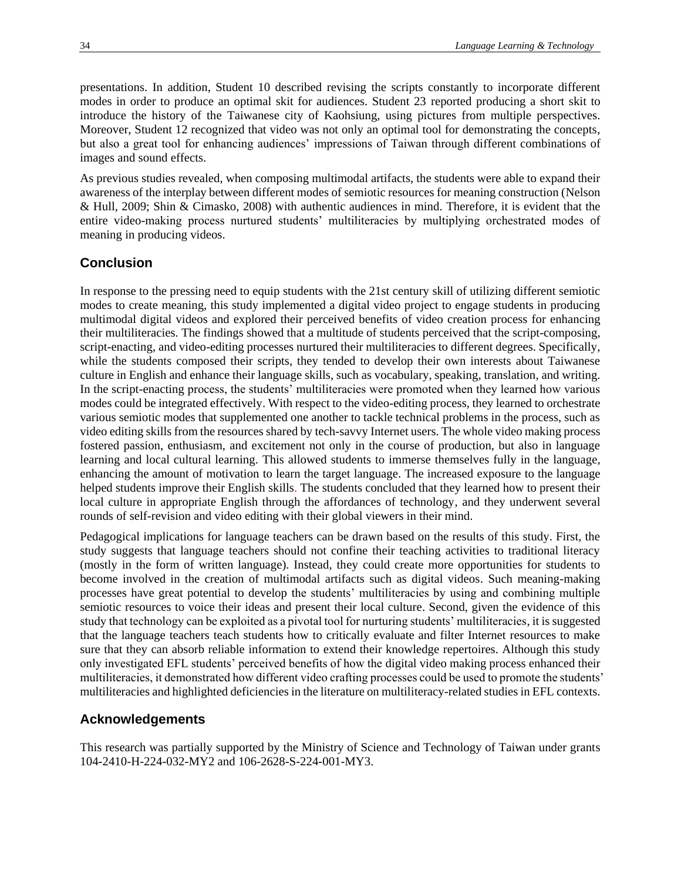presentations. In addition, Student 10 described revising the scripts constantly to incorporate different modes in order to produce an optimal skit for audiences. Student 23 reported producing a short skit to introduce the history of the Taiwanese city of Kaohsiung, using pictures from multiple perspectives. Moreover, Student 12 recognized that video was not only an optimal tool for demonstrating the concepts, but also a great tool for enhancing audiences' impressions of Taiwan through different combinations of images and sound effects.

As previous studies revealed, when composing multimodal artifacts, the students were able to expand their awareness of the interplay between different modes of semiotic resources for meaning construction (Nelson & Hull, 2009; Shin & Cimasko, 2008) with authentic audiences in mind. Therefore, it is evident that the entire video-making process nurtured students' multiliteracies by multiplying orchestrated modes of meaning in producing videos.

## Conclusion

In response to the pressing need to equip students with the 21st century skill of utilizing different semiotic modes to create meaning, this study implemented a digital video project to engage students in producing multimodal digital videos and explored their perceived benefits of video creation process for enhancing their multiliteracies. The findings showed that a multitude of students perceived that the script-composing, script-enacting, and video-editing processes nurtured their multiliteracies to different degrees. Specifically, while the students composed their scripts, they tended to develop their own interests about Taiwanese culture in English and enhance their language skills, such as vocabulary, speaking, translation, and writing. In the script-enacting process, the students' multiliteracies were promoted when they learned how various modes could be integrated effectively. With respect to the video-editing process, they learned to orchestrate various semiotic modes that supplemented one another to tackle technical problems in the process, such as video editing skills from the resources shared by tech-savvy Internet users. The whole video making process fostered passion, enthusiasm, and excitement not only in the course of production, but also in language learning and local cultural learning. This allowed students to immerse themselves fully in the language, enhancing the amount of motivation to learn the target language. The increased exposure to the language helped students improve their English skills. The students concluded that they learned how to present their local culture in appropriate English through the affordances of technology, and they underwent several rounds of self-revision and video editing with their global viewers in their mind.

Pedagogical implications for language teachers can be drawn based on the results of this study. First, the study suggests that language teachers should not confine their teaching activities to traditional literacy (mostly in the form of written language). Instead, they could create more opportunities for students to become involved in the creation of multimodal artifacts such as digital videos. Such meaning-making processes have great potential to develop the students' multiliteracies by using and combining multiple semiotic resources to voice their ideas and present their local culture. Second, given the evidence of this study that technology can be exploited as a pivotal tool for nurturing students' multiliteracies, it is suggested that the language teachers teach students how to critically evaluate and filter Internet resources to make sure that they can absorb reliable information to extend their knowledge repertoires. Although this study only investigated EFL students' perceived benefits of how the digital video making process enhanced their multiliteracies, it demonstrated how different video crafting processes could be used to promote the students' multiliteracies and highlighted deficiencies in the literature on multiliteracy-related studies in EFL contexts.

## Acknowledgements

This research was partially supported by the Ministry of Science and Technology of Taiwan under grants 104-2410-H-224-032-MY2 and 106-2628-S-224-001-MY3.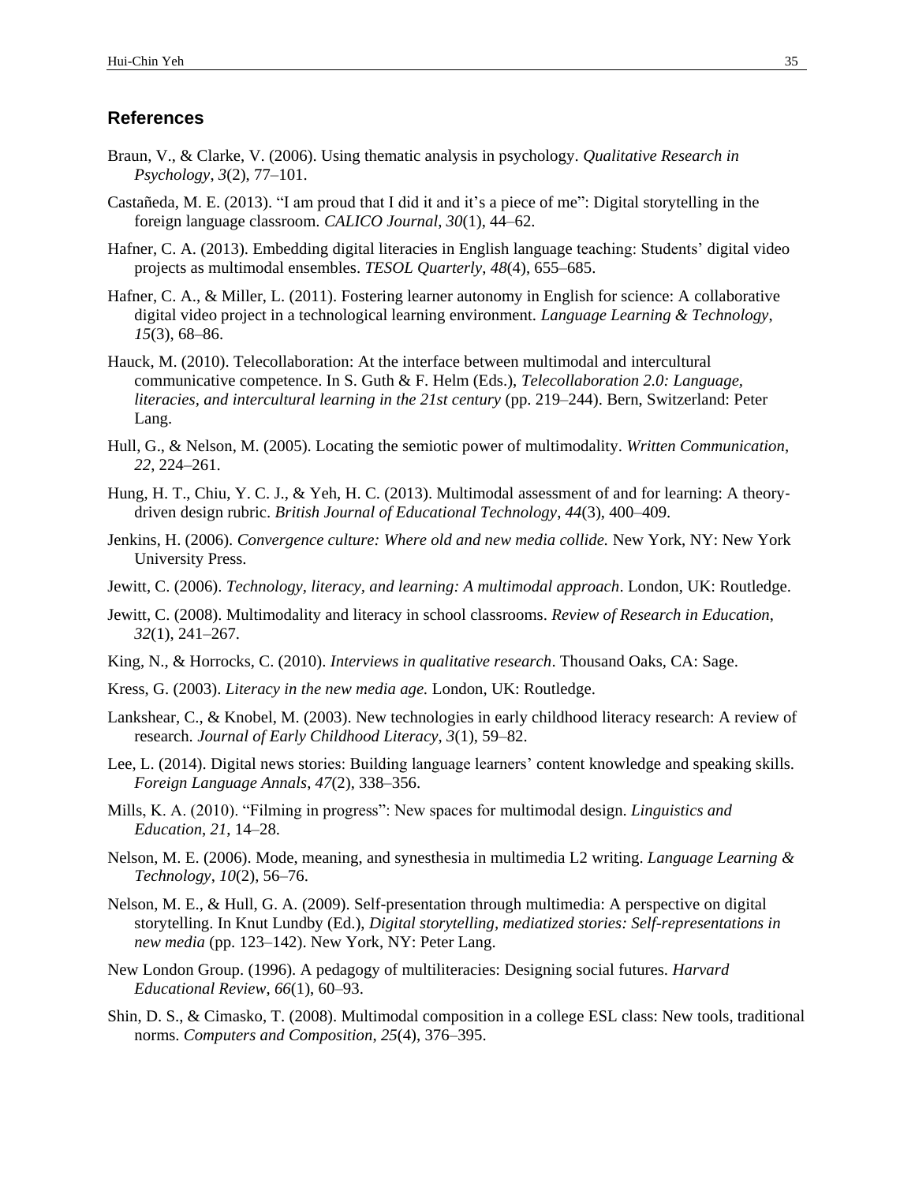## References

Braun, V., & Clarke, V. (2006). Using thematic analysis in psychology. *Qualitative Research in Psychology*, *3*(2), 77–101.

Castañeda, M. E. (2013). "I am proud that I did it and it's a piece of me": Digital storytelling in the foreign language classroom. *CALICO Journal*, *30*(1), 44–62.

Hafner, C. A. (2013). Embedding digital literacies in English language teaching: Students' digital video projects as multimodal ensembles. *TESOL Quarterly*, *48*(4), 655–685.

Hafner, C. A., & Miller, L. (2011). Fostering learner autonomy in English for science: A collaborative digital video project in a technological learning environment. *Language Learning & Technology*, *15*(3), 68–86.

Hauck, M. (2010). Telecollaboration: At the interface between multimodal and intercultural communicative competence. In S. Guth & F. Helm (Eds.), *Telecollaboration 2.0: Language, literacies, and intercultural learning in the 21st century* (pp. 219–244). Bern, Switzerland: Peter Lang.

Hull, G., & Nelson, M. (2005). Locating the semiotic power of multimodality. *Written Communication*, *22*, 224–261.

Hung, H. T., Chiu, Y. C. J., & Yeh, H. C. (2013). Multimodal assessment of and for learning: A theory-driven design rubric. *British Journal of Educational Technology*, *44*(3), 400–409.

Jenkins, H. (2006). *Convergence culture: Where old and new media collide.* New York, NY: New York University Press.

Jewitt, C. (2006). *Technology, literacy, and learning: A multimodal approach*. London, UK: Routledge.

Jewitt, C. (2008). Multimodality and literacy in school classrooms. *Review of Research in Education*, *32*(1), 241–267.

King, N., & Horrocks, C. (2010). *Interviews in qualitative research*. Thousand Oaks, CA: Sage.

Kress, G. (2003). *Literacy in the new media age.* London, UK: Routledge.

Lankshear, C., & Knobel, M. (2003). New technologies in early childhood literacy research: A review of research. *Journal of Early Childhood Literacy*, *3*(1), 59–82.

Lee, L. (2014). Digital news stories: Building language learners' content knowledge and speaking skills. *Foreign Language Annals*, *47*(2), 338–356.

Mills, K. A. (2010). "Filming in progress": New spaces for multimodal design. *Linguistics and Education*, *21*, 14–28.

Nelson, M. E. (2006). Mode, meaning, and synesthesia in multimedia L2 writing. *Language Learning & Technology*, *10*(2), 56–76.

Nelson, M. E., & Hull, G. A. (2009). Self-presentation through multimedia: A perspective on digital storytelling. In Knut Lundby (Ed.), *Digital storytelling, mediatized stories: Self-representations in new media* (pp. 123–142). New York, NY: Peter Lang.

New London Group. (1996). A pedagogy of multiliteracies: Designing social futures. *Harvard Educational Review*, *66*(1), 60–93.

Shin, D. S., & Cimasko, T. (2008). Multimodal composition in a college ESL class: New tools, traditional norms. *Computers and Composition*, *25*(4), 376–395.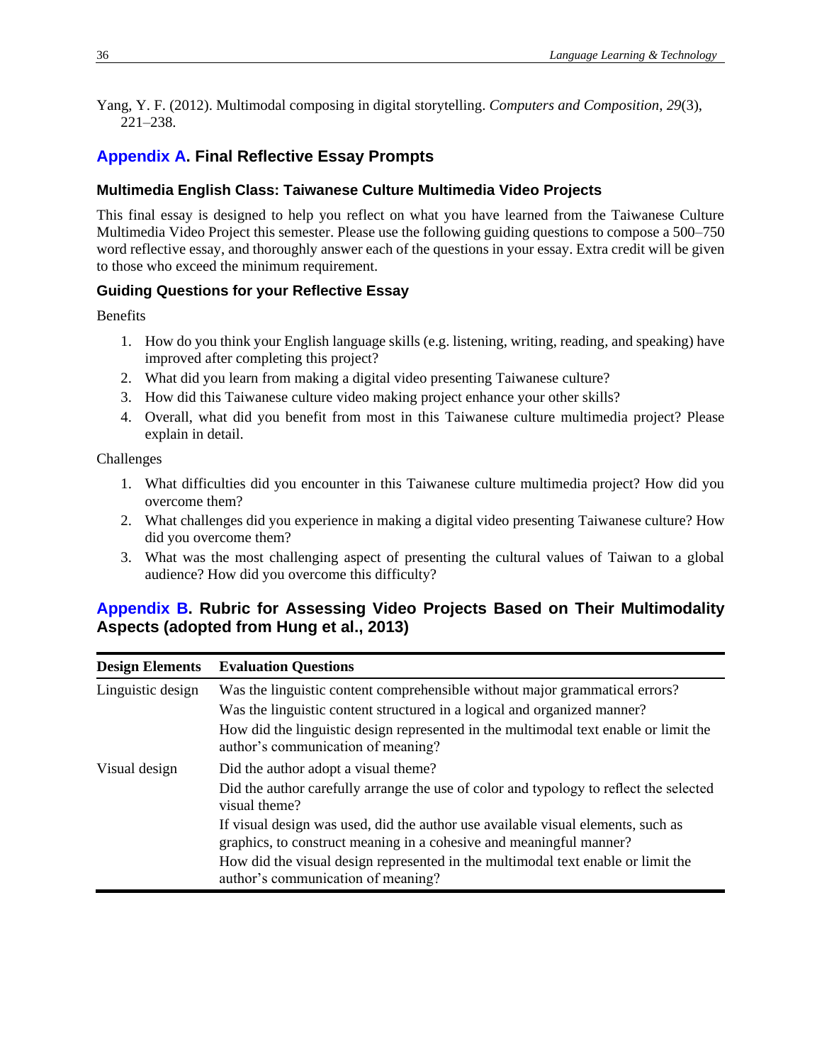Yang, Y. F. (2012). Multimodal composing in digital storytelling. *Computers and Composition*, *29*(3), 221–238.

## Appendix A. Final Reflective Essay Prompts

### Multimedia English Class: Taiwanese Culture Multimedia Video Projects

This final essay is designed to help you reflect on what you have learned from the Taiwanese Culture Multimedia Video Project this semester. Please use the following guiding questions to compose a 500–750 word reflective essay, and thoroughly answer each of the questions in your essay. Extra credit will be given to those who exceed the minimum requirement.

### Guiding Questions for your Reflective Essay

Benefits

1. How do you think your English language skills (e.g. listening, writing, reading, and speaking) have improved after completing this project?
2. What did you learn from making a digital video presenting Taiwanese culture?
3. How did this Taiwanese culture video making project enhance your other skills?
4. Overall, what did you benefit from most in this Taiwanese culture multimedia project? Please explain in detail.

Challenges

1. What difficulties did you encounter in this Taiwanese culture multimedia project? How did you overcome them?
2. What challenges did you experience in making a digital video presenting Taiwanese culture? How did you overcome them?
3. What was the most challenging aspect of presenting the cultural values of Taiwan to a global audience? How did you overcome this difficulty?

## Appendix B. Rubric for Assessing Video Projects Based on Their Multimodality Aspects (adopted from Hung et al., 2013)

| Design Elements | Evaluation Questions |
|---|---|
| Linguistic design | Was the linguistic content comprehensible without major grammatical errors? |
| | Was the linguistic content structured in a logical and organized manner? |
| | How did the linguistic design represented in the multimodal text enable or limit the author's communication of meaning? |
| Visual design | Did the author adopt a visual theme? |
| | Did the author carefully arrange the use of color and typology to reflect the selected visual theme? |
| | If visual design was used, did the author use available visual elements, such as graphics, to construct meaning in a cohesive and meaningful manner? |
| | How did the visual design represented in the multimodal text enable or limit the author's communication of meaning? |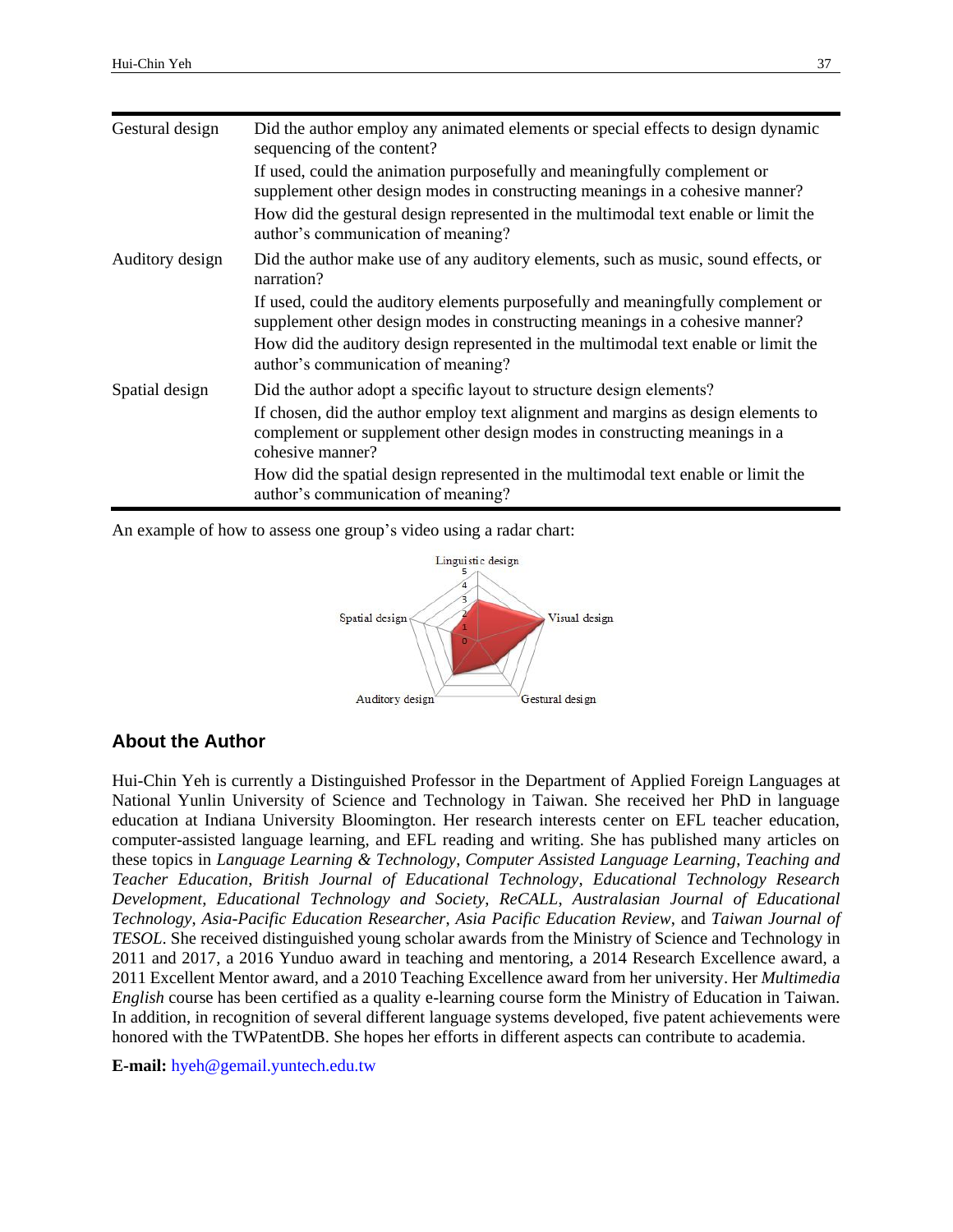| | |
|---|---|
| Gestural design | Did the author employ any animated elements or special effects to design dynamic sequencing of the content?<br>If used, could the animation purposefully and meaningfully complement or supplement other design modes in constructing meanings in a cohesive manner?<br>How did the gestural design represented in the multimodal text enable or limit the author's communication of meaning? |
| Auditory design | Did the author make use of any auditory elements, such as music, sound effects, or narration?<br>If used, could the auditory elements purposefully and meaningfully complement or supplement other design modes in constructing meanings in a cohesive manner?<br>How did the auditory design represented in the multimodal text enable or limit the author's communication of meaning? |
| Spatial design | Did the author adopt a specific layout to structure design elements?<br>If chosen, did the author employ text alignment and margins as design elements to complement or supplement other design modes in constructing meanings in a cohesive manner?<br>How did the spatial design represented in the multimodal text enable or limit the author's communication of meaning? |

An example of how to assess one group's video using a radar chart:

Linguistic design
5
4
3
2
1
0
Visual design
Gestural design
Auditory design
Spatial design

## About the Author

Hui-Chin Yeh is currently a Distinguished Professor in the Department of Applied Foreign Languages at National Yunlin University of Science and Technology in Taiwan. She received her PhD in language education at Indiana University Bloomington. Her research interests center on EFL teacher education, computer-assisted language learning, and EFL reading and writing. She has published many articles on these topics in *Language Learning & Technology*, *Computer Assisted Language Learning*, *Teaching and Teacher Education*, *British Journal of Educational Technology*, *Educational Technology Research Development*, *Educational Technology and Society*, *ReCALL*, *Australasian Journal of Educational Technology*, *Asia-Pacific Education Researcher*, *Asia Pacific Education Review*, and *Taiwan Journal of TESOL*. She received distinguished young scholar awards from the Ministry of Science and Technology in 2011 and 2017, a 2016 Yunduo award in teaching and mentoring, a 2014 Research Excellence award, a 2011 Excellent Mentor award, and a 2010 Teaching Excellence award from her university. Her *Multimedia English* course has been certified as a quality e-learning course form the Ministry of Education in Taiwan. In addition, in recognition of several different language systems developed, five patent achievements were honored with the TWPatentDB. She hopes her efforts in different aspects can contribute to academia.

**E-mail:** hyeh@gemail.yuntech.edu.tw